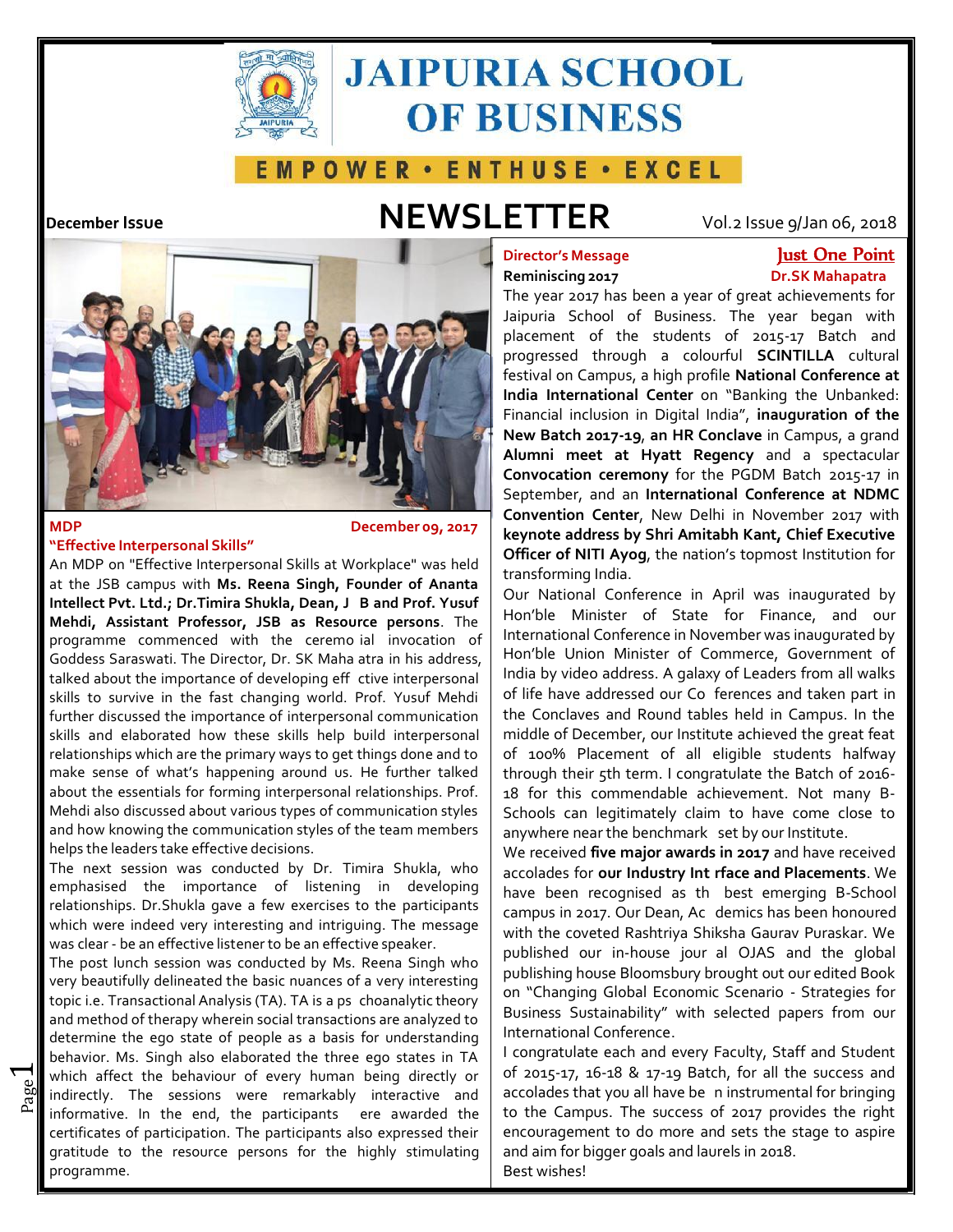# JAIPURIA SCHOOL OF BUSINESS

EMPOWER • ENTHUSE • EXCEL

**December Issue**

# NEWSLETTER

Vol.2 Issue 9/Jan 06, 2018

**MDP** **December 09, 2017**

**"Effective Interpersonal Skills"**

An MDP on "Effective Interpersonal Skills at Workplace" was held at the JSB campus with **Ms. Reena Singh, Founder of Ananta Intellect Pvt. Ltd.; Dr.Timira Shukla, Dean, J B and Prof. Yusuf Mehdi, Assistant Professor, JSB as Resource persons**. The programme commenced with the ceremo ial invocation of Goddess Saraswati. The Director, Dr. SK Maha atra in his address, talked about the importance of developing eff ctive interpersonal skills to survive in the fast changing world. Prof. Yusuf Mehdi further discussed the importance of interpersonal communication skills and elaborated how these skills help build interpersonal relationships which are the primary ways to get things done and to make sense of what's happening around us. He further talked about the essentials for forming interpersonal relationships. Prof. Mehdi also discussed about various types of communication styles and how knowing the communication styles of the team members helps the leaders take effective decisions.

The next session was conducted by Dr. Timira Shukla, who emphasised the importance of listening in developing relationships. Dr.Shukla gave a few exercises to the participants which were indeed very interesting and intriguing. The message was clear - be an effective listener to be an effective speaker.

The post lunch session was conducted by Ms. Reena Singh who very beautifully delineated the basic nuances of a very interesting topic i.e. Transactional Analysis (TA). TA is a ps choanalytic theory and method of therapy wherein social transactions are analyzed to determine the ego state of people as a basis for understanding behavior. Ms. Singh also elaborated the three ego states in TA which affect the behaviour of every human being directly or indirectly. The sessions were remarkably interactive and informative. In the end, the participants ere awarded the certificates of participation. The participants also expressed their gratitude to the resource persons for the highly stimulating programme.

**Director's Message** — **Just One Point**

**Reminiscing 2017** — **Dr.SK Mahapatra**

The year 2017 has been a year of great achievements for Jaipuria School of Business. The year began with placement of the students of 2015-17 Batch and progressed through a colourful **SCINTILLA** cultural festival on Campus, a high profile **National Conference at India International Center** on "Banking the Unbanked: Financial inclusion in Digital India", **inauguration of the New Batch 2017-19**, **an HR Conclave** in Campus, a grand **Alumni meet at Hyatt Regency** and a spectacular **Convocation ceremony** for the PGDM Batch 2015-17 in September, and an **International Conference at NDMC Convention Center**, New Delhi in November 2017 with **keynote address by Shri Amitabh Kant, Chief Executive Officer of NITI Ayog**, the nation's topmost Institution for transforming India.

Our National Conference in April was inaugurated by Hon'ble Minister of State for Finance, and our International Conference in November was inaugurated by Hon'ble Union Minister of Commerce, Government of India by video address. A galaxy of Leaders from all walks of life have addressed our Co ferences and taken part in the Conclaves and Round tables held in Campus. In the middle of December, our Institute achieved the great feat of 100% Placement of all eligible students halfway through their 5th term. I congratulate the Batch of 2016-18 for this commendable achievement. Not many B-Schools can legitimately claim to have come close to anywhere near the benchmark set by our Institute.

We received **five major awards in 2017** and have received accolades for **our Industry Int rface and Placements**. We have been recognised as th best emerging B-School campus in 2017. Our Dean, Ac demics has been honoured with the coveted Rashtriya Shiksha Gaurav Puraskar. We published our in-house jour al OJAS and the global publishing house Bloomsbury brought out our edited Book on "Changing Global Economic Scenario - Strategies for Business Sustainability" with selected papers from our International Conference.

I congratulate each and every Faculty, Staff and Student of 2015-17, 16-18 & 17-19 Batch, for all the success and accolades that you all have be n instrumental for bringing to the Campus. The success of 2017 provides the right encouragement to do more and sets the stage to aspire and aim for bigger goals and laurels in 2018.

Best wishes!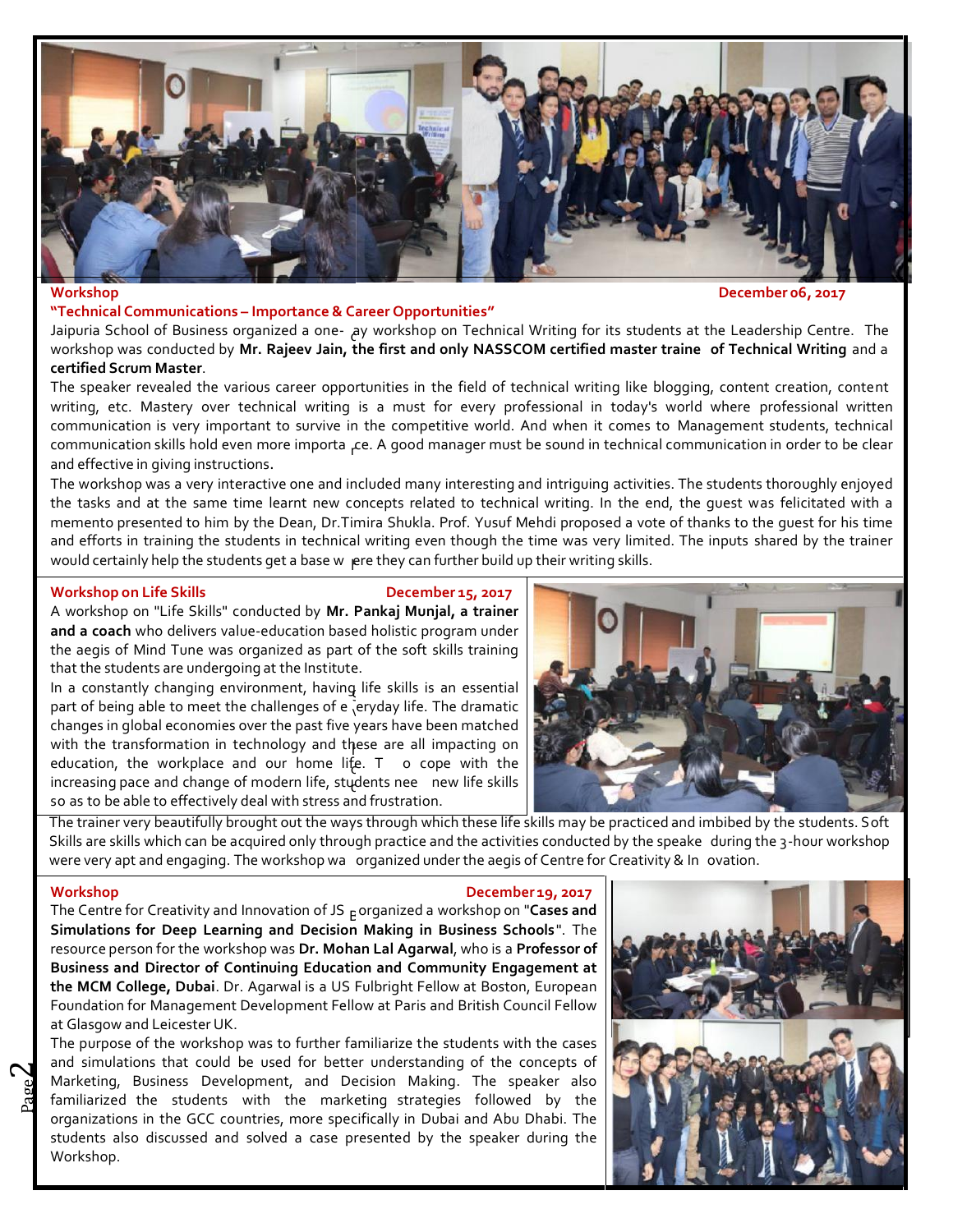**Workshop** **December 06, 2017**

**"Technical Communications – Importance & Career Opportunities"**

Jaipuria School of Business organized a one-day workshop on Technical Writing for its students at the Leadership Centre. The workshop was conducted by **Mr. Rajeev Jain, the first and only NASSCOM certified master trainer of Technical Writing** and a **certified Scrum Master**.

The speaker revealed the various career opportunities in the field of technical writing like blogging, content creation, content writing, etc. Mastery over technical writing is a must for every professional in today's world where professional written communication is very important to survive in the competitive world. And when it comes to Management students, technical communication skills hold even more importance. A good manager must be sound in technical communication in order to be clear and effective in giving instructions.

The workshop was a very interactive one and included many interesting and intriguing activities. The students thoroughly enjoyed the tasks and at the same time learnt new concepts related to technical writing. In the end, the guest was felicitated with a memento presented to him by the Dean, Dr.Timira Shukla. Prof. Yusuf Mehdi proposed a vote of thanks to the guest for his time and efforts in training the students in technical writing even though the time was very limited. The inputs shared by the trainer would certainly help the students get a base where they can further build up their writing skills.

**Workshop on Life Skills** **December 15, 2017**

A workshop on "Life Skills" conducted by **Mr. Pankaj Munjal, a trainer and a coach** who delivers value-education based holistic program under the aegis of Mind Tune was organized as part of the soft skills training that the students are undergoing at the Institute.

In a constantly changing environment, having life skills is an essential part of being able to meet the challenges of everyday life. The dramatic changes in global economies over the past five years have been matched with the transformation in technology and these are all impacting on education, the workplace and our home life. To cope with the increasing pace and change of modern life, students need new life skills so as to be able to effectively deal with stress and frustration.

The trainer very beautifully brought out the ways through which these life skills may be practiced and imbibed by the students. Soft Skills are skills which can be acquired only through practice and the activities conducted by the speaker during the 3-hour workshop were very apt and engaging. The workshop was organized under the aegis of Centre for Creativity & Innovation.

**Workshop** **December 19, 2017**

The Centre for Creativity and Innovation of JSB organized a workshop on "**Cases and Simulations for Deep Learning and Decision Making in Business Schools**". The resource person for the workshop was **Dr. Mohan Lal Agarwal**, who is a **Professor of Business and Director of Continuing Education and Community Engagement at the MCM College, Dubai**. Dr. Agarwal is a US Fulbright Fellow at Boston, European Foundation for Management Development Fellow at Paris and British Council Fellow at Glasgow and Leicester UK.

The purpose of the workshop was to further familiarize the students with the cases and simulations that could be used for better understanding of the concepts of Marketing, Business Development, and Decision Making. The speaker also familiarized the students with the marketing strategies followed by the organizations in the GCC countries, more specifically in Dubai and Abu Dhabi. The students also discussed and solved a case presented by the speaker during the Workshop.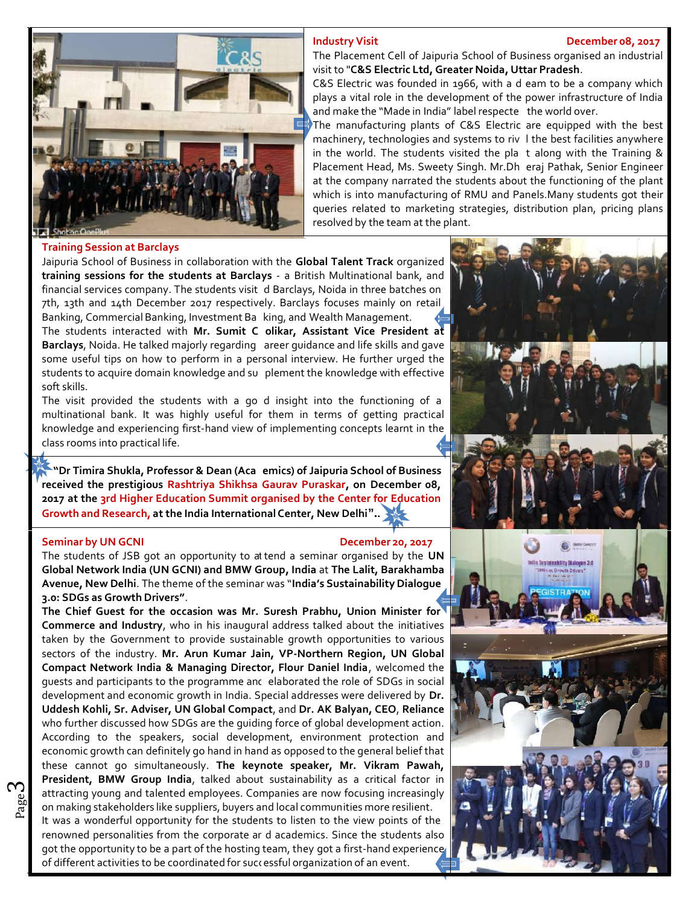### Industry Visit

**December 08, 2017**

The Placement Cell of Jaipuria School of Business organised an industrial visit to "**C&S Electric Ltd, Greater Noida, Uttar Pradesh**.

C&S Electric was founded in 1966, with a d eam to be a company which plays a vital role in the development of the power infrastructure of India and make the "Made in India" label respecte the world over.

The manufacturing plants of C&S Electric are equipped with the best machinery, technologies and systems to riv l the best facilities anywhere in the world. The students visited the pla t along with the Training & Placement Head, Ms. Sweety Singh. Mr.Dh eraj Pathak, Senior Engineer at the company narrated the students about the functioning of the plant which is into manufacturing of RMU and Panels.Many students got their queries related to marketing strategies, distribution plan, pricing plans resolved by the team at the plant.

### Training Session at Barclays

Jaipuria School of Business in collaboration with the **Global Talent Track** organized **training sessions for the students at Barclays** - a British Multinational bank, and financial services company. The students visit d Barclays, Noida in three batches on 7th, 13th and 14th December 2017 respectively. Barclays focuses mainly on retail Banking, Commercial Banking, Investment Ba king, and Wealth Management.

The students interacted with **Mr. Sumit C olikar, Assistant Vice President at Barclays**, Noida. He talked majorly regarding areer guidance and life skills and gave some useful tips on how to perform in a personal interview. He further urged the students to acquire domain knowledge and su plement the knowledge with effective soft skills.

The visit provided the students with a go d insight into the functioning of a multinational bank. It was highly useful for them in terms of getting practical knowledge and experiencing first-hand view of implementing concepts learnt in the class rooms into practical life.

**"Dr Timira Shukla, Professor & Dean (Aca emics) of Jaipuria School of Business received the prestigious Rashtriya Shikhsa Gaurav Puraskar, on December 08, 2017 at the 3rd Higher Education Summit organised by the Center for Education Growth and Research, at the India International Center, New Delhi"..**

### Seminar by UN GCNI

**December 20, 2017**

The students of JSB got an opportunity to at tend a seminar organised by the **UN Global Network India (UN GCNI) and BMW Group, India** at **The Lalit, Barakhamba Avenue, New Delhi**. The theme of the seminar was **"India's Sustainability Dialogue 3.0: SDGs as Growth Drivers"**.

**The Chief Guest for the occasion was Mr. Suresh Prabhu, Union Minister for Commerce and Industry**, who in his inaugural address talked about the initiatives taken by the Government to provide sustainable growth opportunities to various sectors of the industry. **Mr. Arun Kumar Jain, VP-Northern Region, UN Global Compact Network India & Managing Director, Flour Daniel India**, welcomed the guests and participants to the programme anc elaborated the role of SDGs in social development and economic growth in India. Special addresses were delivered by **Dr. Uddesh Kohli, Sr. Adviser, UN Global Compact**, and **Dr. AK Balyan, CEO**, **Reliance** who further discussed how SDGs are the guiding force of global development action. According to the speakers, social development, environment protection and economic growth can definitely go hand in hand as opposed to the general belief that these cannot go simultaneously. **The keynote speaker, Mr. Vikram Pawah, President, BMW Group India**, talked about sustainability as a critical factor in attracting young and talented employees. Companies are now focusing increasingly on making stakeholders like suppliers, buyers and local communities more resilient.

It was a wonderful opportunity for the students to listen to the view points of the renowned personalities from the corporate ar d academics. Since the students also got the opportunity to be a part of the hosting team, they got a first-hand experience of different activities to be coordinated for suc essful organization of an event.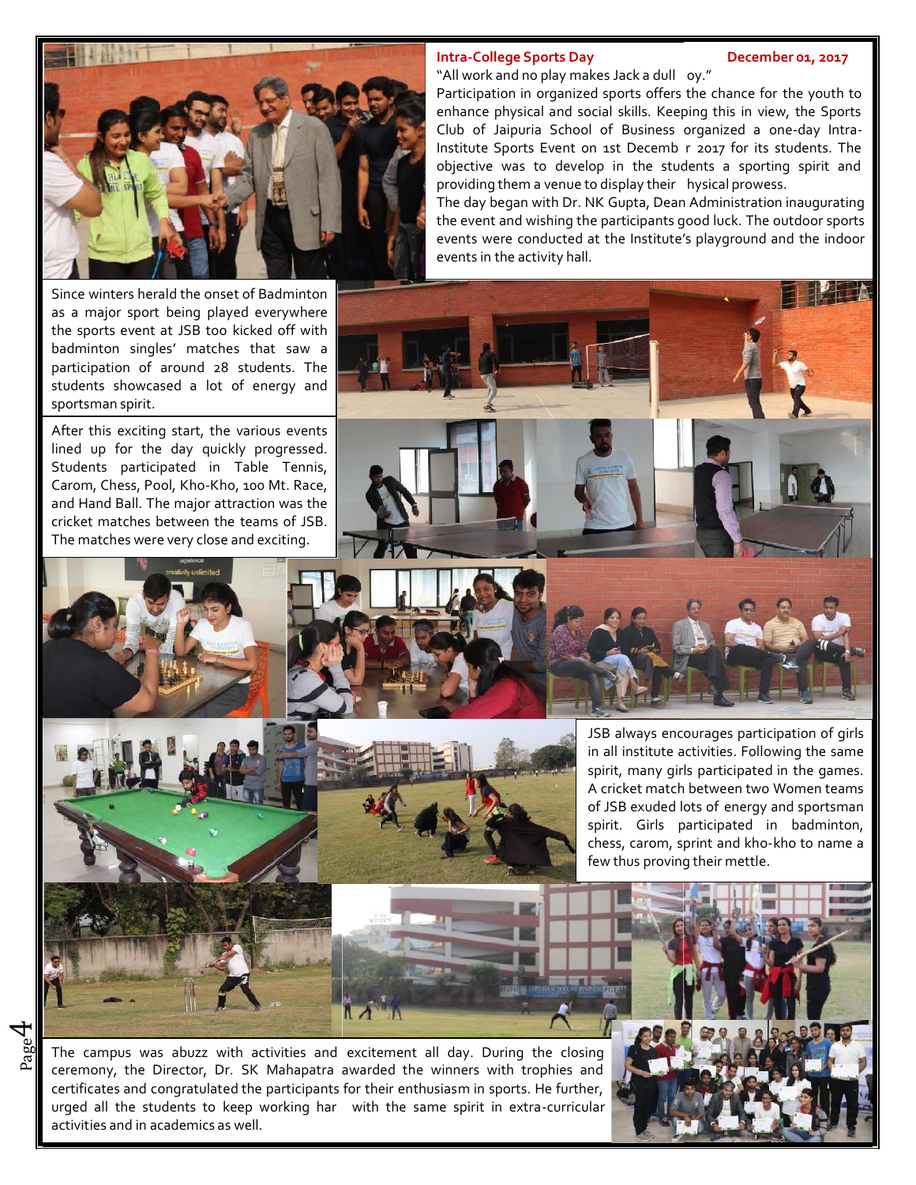**Intra-College Sports Day** **December 01, 2017**

"All work and no play makes Jack a dull oy."

Participation in organized sports offers the chance for the youth to enhance physical and social skills. Keeping this in view, the Sports Club of Jaipuria School of Business organized a one-day Intra-Institute Sports Event on 1st Decemb r 2017 for its students. The objective was to develop in the students a sporting spirit and providing them a venue to display their hysical prowess.

The day began with Dr. NK Gupta, Dean Administration inaugurating the event and wishing the participants good luck. The outdoor sports events were conducted at the Institute's playground and the indoor events in the activity hall.

Since winters herald the onset of Badminton as a major sport being played everywhere the sports event at JSB too kicked off with badminton singles' matches that saw a participation of around 28 students. The students showcased a lot of energy and sportsman spirit.

After this exciting start, the various events lined up for the day quickly progressed. Students participated in Table Tennis, Carom, Chess, Pool, Kho-Kho, 100 Mt. Race, and Hand Ball. The major attraction was the cricket matches between the teams of JSB. The matches were very close and exciting.

JSB always encourages participation of girls in all institute activities. Following the same spirit, many girls participated in the games. A cricket match between two Women teams of JSB exuded lots of energy and sportsman spirit. Girls participated in badminton, chess, carom, sprint and kho-kho to name a few thus proving their mettle.

The campus was abuzz with activities and excitement all day. During the closing ceremony, the Director, Dr. SK Mahapatra awarded the winners with trophies and certificates and congratulated the participants for their enthusiasm in sports. He further, urged all the students to keep working har with the same spirit in extra-curricular activities and in academics as well.